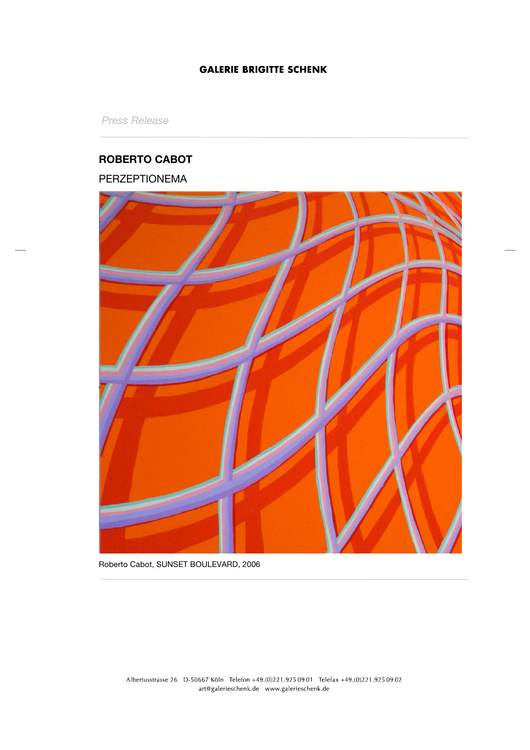**GALERIE BRIGITTE SCHENK**

*Press Release*

## ROBERTO CABOT

PERZEPTIONEMA

Roberto Cabot, SUNSET BOULEVARD, 2006

Albertusstrasse 26 D-50667 Köln Telefon +49.(0)221.925 09 01 Telefax +49.(0)221.925 09 02
art@galerieschenk.de www.galerieschenk.de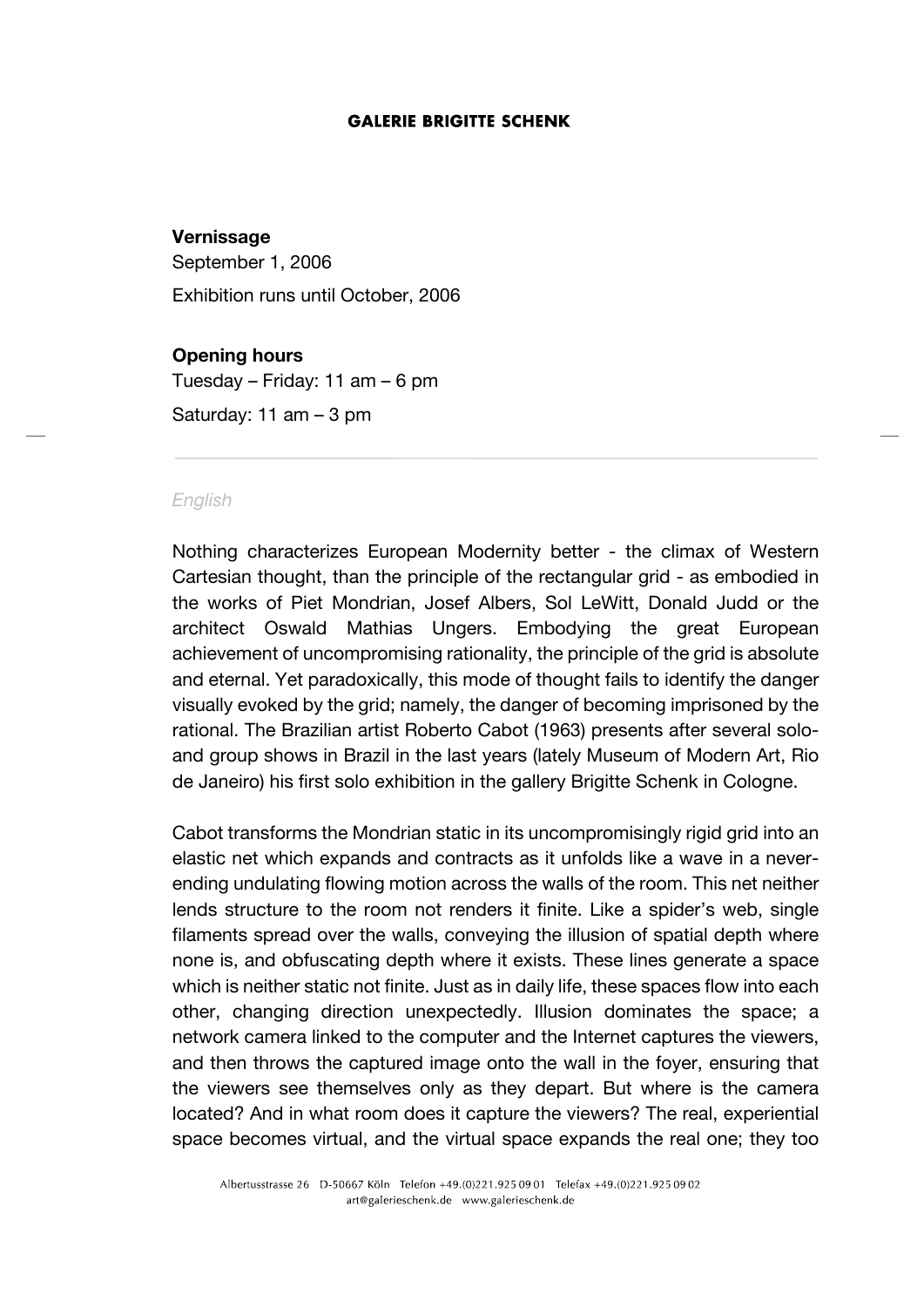## GALERIE BRIGITTE SCHENK

**Vernissage**

September 1, 2006

Exhibition runs until October, 2006

**Opening hours**

Tuesday – Friday: 11 am – 6 pm

Saturday: 11 am – 3 pm

---

*English*

Nothing characterizes European Modernity better - the climax of Western Cartesian thought, than the principle of the rectangular grid - as embodied in the works of Piet Mondrian, Josef Albers, Sol LeWitt, Donald Judd or the architect Oswald Mathias Ungers. Embodying the great European achievement of uncompromising rationality, the principle of the grid is absolute and eternal. Yet paradoxically, this mode of thought fails to identify the danger visually evoked by the grid; namely, the danger of becoming imprisoned by the rational. The Brazilian artist Roberto Cabot (1963) presents after several solo- and group shows in Brazil in the last years (lately Museum of Modern Art, Rio de Janeiro) his first solo exhibition in the gallery Brigitte Schenk in Cologne.

Cabot transforms the Mondrian static in its uncompromisingly rigid grid into an elastic net which expands and contracts as it unfolds like a wave in a never-ending undulating flowing motion across the walls of the room. This net neither lends structure to the room not renders it finite. Like a spider's web, single filaments spread over the walls, conveying the illusion of spatial depth where none is, and obfuscating depth where it exists. These lines generate a space which is neither static not finite. Just as in daily life, these spaces flow into each other, changing direction unexpectedly. Illusion dominates the space; a network camera linked to the computer and the Internet captures the viewers, and then throws the captured image onto the wall in the foyer, ensuring that the viewers see themselves only as they depart. But where is the camera located? And in what room does it capture the viewers? The real, experiential space becomes virtual, and the virtual space expands the real one; they too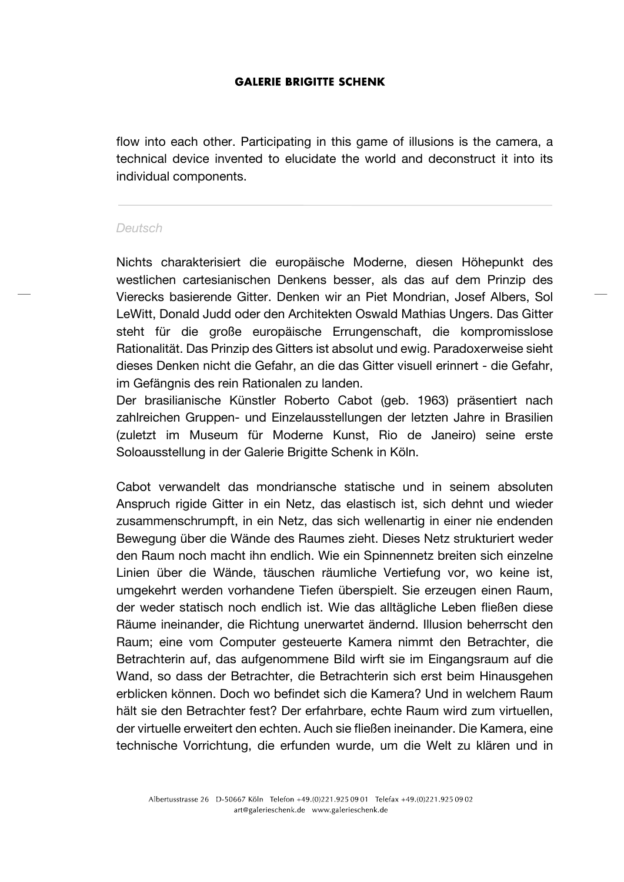flow into each other. Participating in this game of illusions is the camera, a technical device invented to elucidate the world and deconstruct it into its individual components.

---

*Deutsch*

Nichts charakterisiert die europäische Moderne, diesen Höhepunkt des westlichen cartesianischen Denkens besser, als das auf dem Prinzip des Vierecks basierende Gitter. Denken wir an Piet Mondrian, Josef Albers, Sol LeWitt, Donald Judd oder den Architekten Oswald Mathias Ungers. Das Gitter steht für die große europäische Errungenschaft, die kompromisslose Rationalität. Das Prinzip des Gitters ist absolut und ewig. Paradoxerweise sieht dieses Denken nicht die Gefahr, an die das Gitter visuell erinnert - die Gefahr, im Gefängnis des rein Rationalen zu landen.
Der brasilianische Künstler Roberto Cabot (geb. 1963) präsentiert nach zahlreichen Gruppen- und Einzelausstellungen der letzten Jahre in Brasilien (zuletzt im Museum für Moderne Kunst, Rio de Janeiro) seine erste Soloausstellung in der Galerie Brigitte Schenk in Köln.

Cabot verwandelt das mondriansche statische und in seinem absoluten Anspruch rigide Gitter in ein Netz, das elastisch ist, sich dehnt und wieder zusammenschrumpft, in ein Netz, das sich wellenartig in einer nie endenden Bewegung über die Wände des Raumes zieht. Dieses Netz strukturiert weder den Raum noch macht ihn endlich. Wie ein Spinnennetz breiten sich einzelne Linien über die Wände, täuschen räumliche Vertiefung vor, wo keine ist, umgekehrt werden vorhandene Tiefen überspielt. Sie erzeugen einen Raum, der weder statisch noch endlich ist. Wie das alltägliche Leben fließen diese Räume ineinander, die Richtung unerwartet ändernd. Illusion beherrscht den Raum; eine vom Computer gesteuerte Kamera nimmt den Betrachter, die Betrachterin auf, das aufgenommene Bild wirft sie im Eingangsraum auf die Wand, so dass der Betrachter, die Betrachterin sich erst beim Hinausgehen erblicken können. Doch wo befindet sich die Kamera? Und in welchem Raum hält sie den Betrachter fest? Der erfahrbare, echte Raum wird zum virtuellen, der virtuelle erweitert den echten. Auch sie fließen ineinander. Die Kamera, eine technische Vorrichtung, die erfunden wurde, um die Welt zu klären und in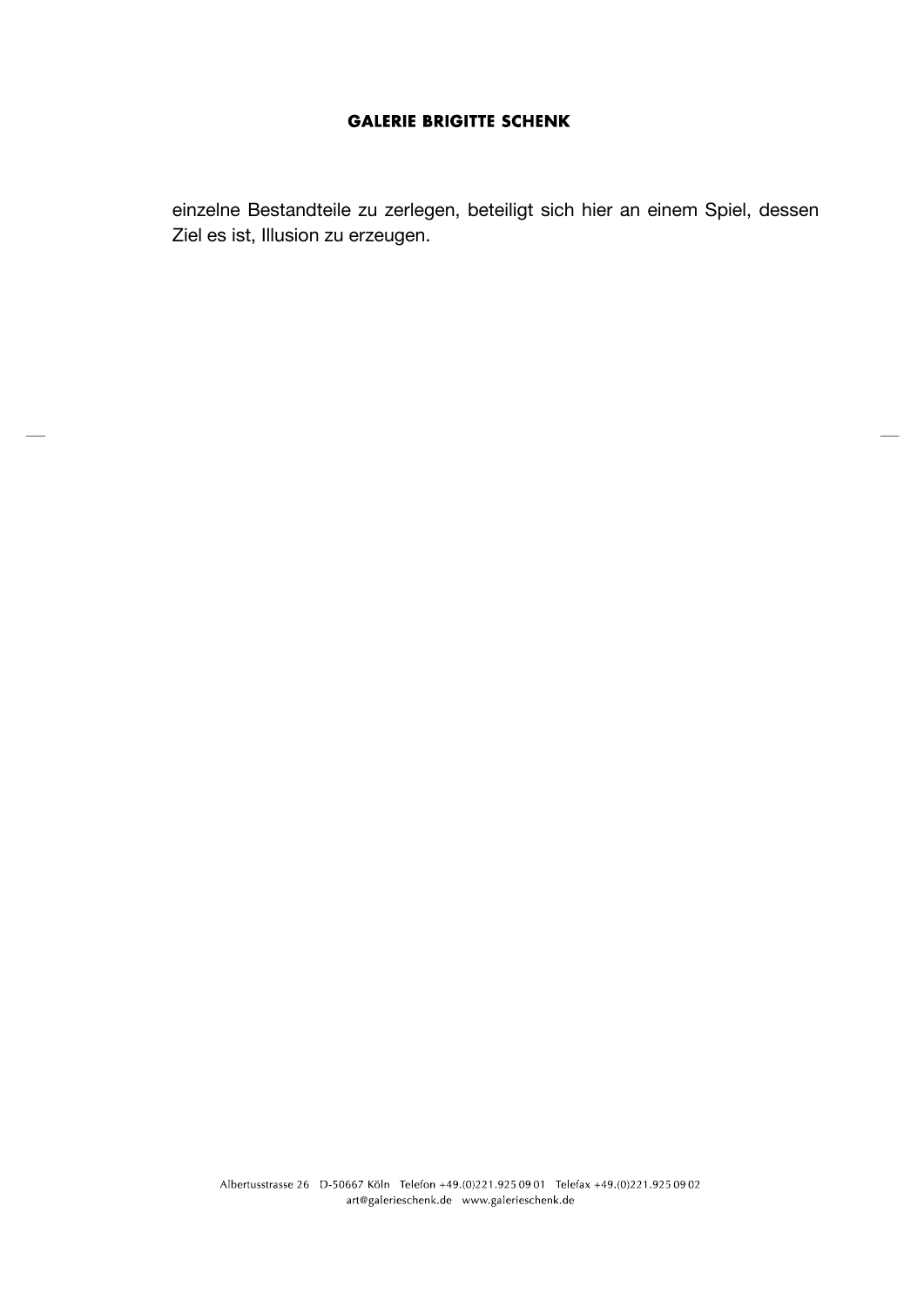einzelne Bestandteile zu zerlegen, beteiligt sich hier an einem Spiel, dessen Ziel es ist, Illusion zu erzeugen.